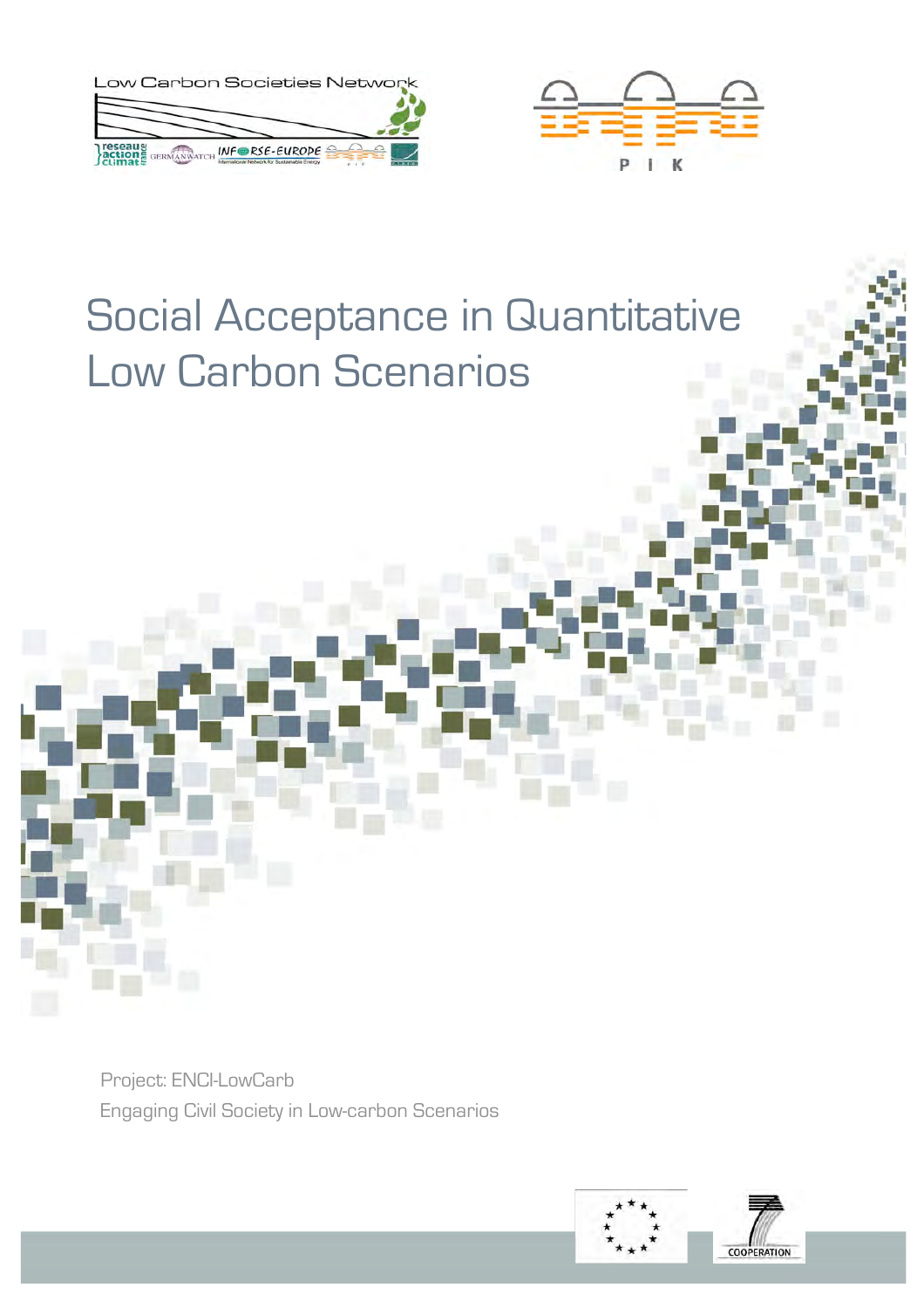# Social Acceptance in Quantitative Low Carbon Scenarios

Project: ENCI-LowCarb

Engaging Civil Society in Low-carbon Scenarios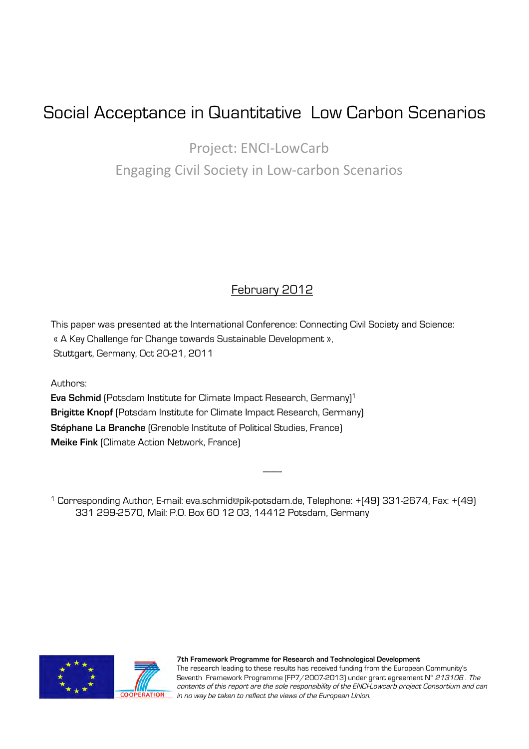# Social Acceptance in Quantitative Low Carbon Scenarios

Project: ENCI-LowCarb

Engaging Civil Society in Low-carbon Scenarios

February 2012

This paper was presented at the International Conference: Connecting Civil Society and Science: « A Key Challenge for Change towards Sustainable Development », Stuttgart, Germany, Oct 20-21, 2011

Authors:

**Eva Schmid** (Potsdam Institute for Climate Impact Research, Germany)[1]

**Brigitte Knopf** (Potsdam Institute for Climate Impact Research, Germany)

**Stéphane La Branche** (Grenoble Institute of Political Studies, France)

**Meike Fink** (Climate Action Network, France)

---

[1] Corresponding Author, E-mail: eva.schmid@pik-potsdam.de, Telephone: +(49) 331-2674, Fax: +(49) 331 299-2570, Mail: P.O. Box 60 12 03, 14412 Potsdam, Germany

**7th Framework Programme for Research and Technological Development**
The research leading to these results has received funding from the European Community's Seventh Framework Programme (FP7/2007-2013) under grant agreement N° *213106*. *The contents of this report are the sole responsibility of the ENCI-Lowcarb project Consortium and can in no way be taken to reflect the views of the European Union.*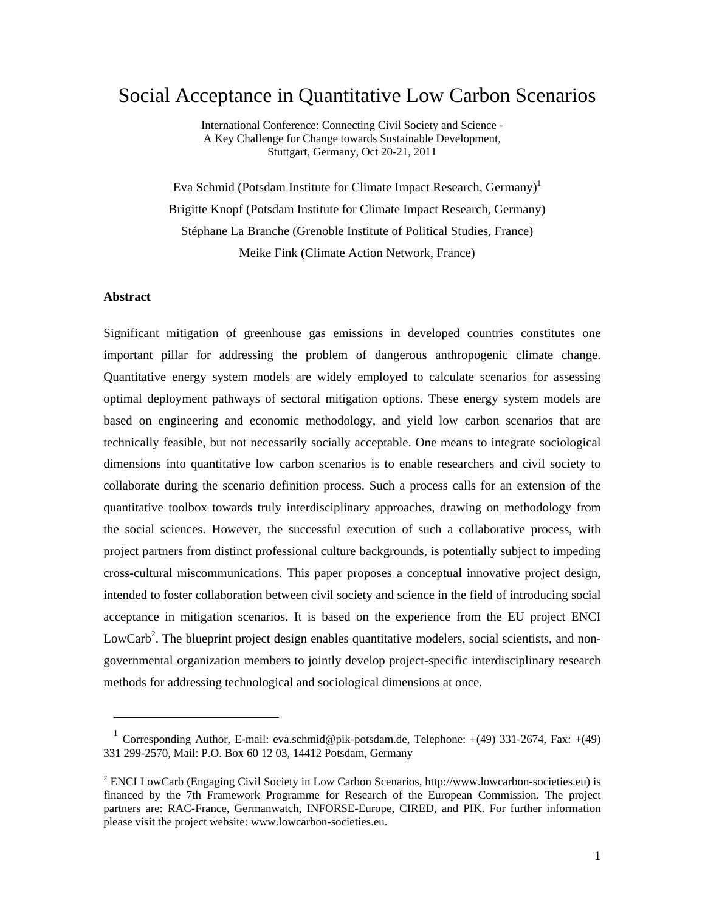# Social Acceptance in Quantitative Low Carbon Scenarios

International Conference: Connecting Civil Society and Science -
A Key Challenge for Change towards Sustainable Development,
Stuttgart, Germany, Oct 20-21, 2011

Eva Schmid (Potsdam Institute for Climate Impact Research, Germany)[1]

Brigitte Knopf (Potsdam Institute for Climate Impact Research, Germany)

Stéphane La Branche (Grenoble Institute of Political Studies, France)

Meike Fink (Climate Action Network, France)

### Abstract

Significant mitigation of greenhouse gas emissions in developed countries constitutes one important pillar for addressing the problem of dangerous anthropogenic climate change. Quantitative energy system models are widely employed to calculate scenarios for assessing optimal deployment pathways of sectoral mitigation options. These energy system models are based on engineering and economic methodology, and yield low carbon scenarios that are technically feasible, but not necessarily socially acceptable. One means to integrate sociological dimensions into quantitative low carbon scenarios is to enable researchers and civil society to collaborate during the scenario definition process. Such a process calls for an extension of the quantitative toolbox towards truly interdisciplinary approaches, drawing on methodology from the social sciences. However, the successful execution of such a collaborative process, with project partners from distinct professional culture backgrounds, is potentially subject to impeding cross-cultural miscommunications. This paper proposes a conceptual innovative project design, intended to foster collaboration between civil society and science in the field of introducing social acceptance in mitigation scenarios. It is based on the experience from the EU project ENCI LowCarb[2]. The blueprint project design enables quantitative modelers, social scientists, and non-governmental organization members to jointly develop project-specific interdisciplinary research methods for addressing technological and sociological dimensions at once.

---

[1] Corresponding Author, E-mail: eva.schmid@pik-potsdam.de, Telephone: +(49) 331-2674, Fax: +(49) 331 299-2570, Mail: P.O. Box 60 12 03, 14412 Potsdam, Germany

[2] ENCI LowCarb (Engaging Civil Society in Low Carbon Scenarios, http://www.lowcarbon-societies.eu) is financed by the 7th Framework Programme for Research of the European Commission. The project partners are: RAC-France, Germanwatch, INFORSE-Europe, CIRED, and PIK. For further information please visit the project website: www.lowcarbon-societies.eu.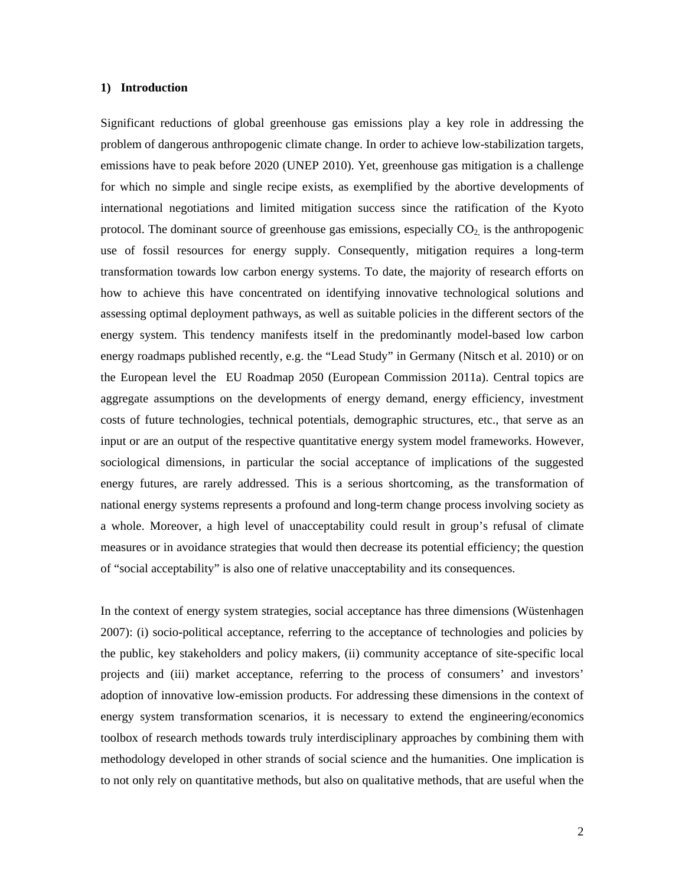## 1) Introduction

Significant reductions of global greenhouse gas emissions play a key role in addressing the problem of dangerous anthropogenic climate change. In order to achieve low-stabilization targets, emissions have to peak before 2020 (UNEP 2010). Yet, greenhouse gas mitigation is a challenge for which no simple and single recipe exists, as exemplified by the abortive developments of international negotiations and limited mitigation success since the ratification of the Kyoto protocol. The dominant source of greenhouse gas emissions, especially $CO_2$, is the anthropogenic use of fossil resources for energy supply. Consequently, mitigation requires a long-term transformation towards low carbon energy systems. To date, the majority of research efforts on how to achieve this have concentrated on identifying innovative technological solutions and assessing optimal deployment pathways, as well as suitable policies in the different sectors of the energy system. This tendency manifests itself in the predominantly model-based low carbon energy roadmaps published recently, e.g. the "Lead Study" in Germany (Nitsch et al. 2010) or on the European level the EU Roadmap 2050 (European Commission 2011a). Central topics are aggregate assumptions on the developments of energy demand, energy efficiency, investment costs of future technologies, technical potentials, demographic structures, etc., that serve as an input or are an output of the respective quantitative energy system model frameworks. However, sociological dimensions, in particular the social acceptance of implications of the suggested energy futures, are rarely addressed. This is a serious shortcoming, as the transformation of national energy systems represents a profound and long-term change process involving society as a whole. Moreover, a high level of unacceptability could result in group's refusal of climate measures or in avoidance strategies that would then decrease its potential efficiency; the question of "social acceptability" is also one of relative unacceptability and its consequences.

In the context of energy system strategies, social acceptance has three dimensions (Wüstenhagen 2007): (i) socio-political acceptance, referring to the acceptance of technologies and policies by the public, key stakeholders and policy makers, (ii) community acceptance of site-specific local projects and (iii) market acceptance, referring to the process of consumers' and investors' adoption of innovative low-emission products. For addressing these dimensions in the context of energy system transformation scenarios, it is necessary to extend the engineering/economics toolbox of research methods towards truly interdisciplinary approaches by combining them with methodology developed in other strands of social science and the humanities. One implication is to not only rely on quantitative methods, but also on qualitative methods, that are useful when the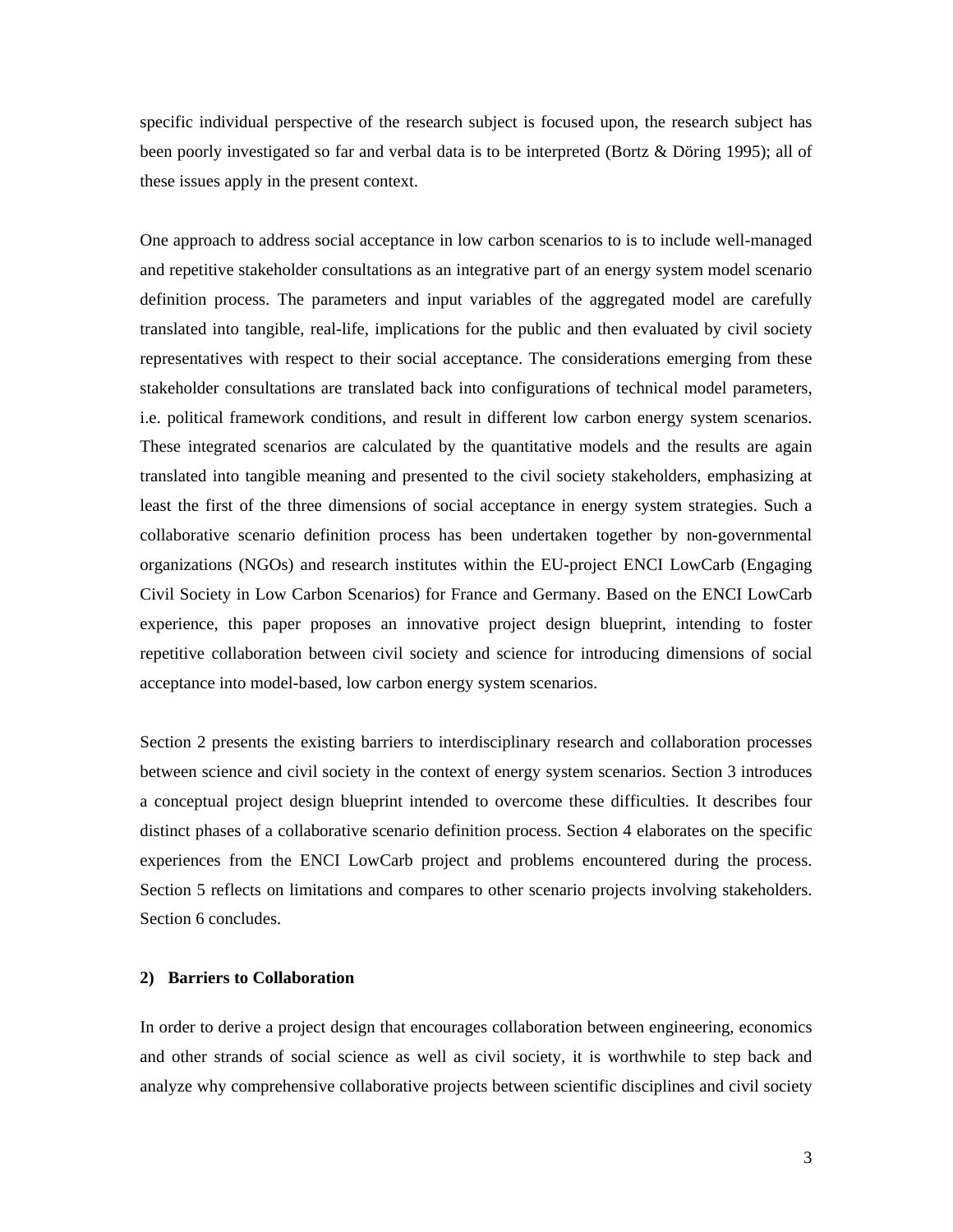specific individual perspective of the research subject is focused upon, the research subject has been poorly investigated so far and verbal data is to be interpreted (Bortz & Döring 1995); all of these issues apply in the present context.

One approach to address social acceptance in low carbon scenarios to is to include well-managed and repetitive stakeholder consultations as an integrative part of an energy system model scenario definition process. The parameters and input variables of the aggregated model are carefully translated into tangible, real-life, implications for the public and then evaluated by civil society representatives with respect to their social acceptance. The considerations emerging from these stakeholder consultations are translated back into configurations of technical model parameters, i.e. political framework conditions, and result in different low carbon energy system scenarios. These integrated scenarios are calculated by the quantitative models and the results are again translated into tangible meaning and presented to the civil society stakeholders, emphasizing at least the first of the three dimensions of social acceptance in energy system strategies. Such a collaborative scenario definition process has been undertaken together by non-governmental organizations (NGOs) and research institutes within the EU-project ENCI LowCarb (Engaging Civil Society in Low Carbon Scenarios) for France and Germany. Based on the ENCI LowCarb experience, this paper proposes an innovative project design blueprint, intending to foster repetitive collaboration between civil society and science for introducing dimensions of social acceptance into model-based, low carbon energy system scenarios.

Section 2 presents the existing barriers to interdisciplinary research and collaboration processes between science and civil society in the context of energy system scenarios. Section 3 introduces a conceptual project design blueprint intended to overcome these difficulties. It describes four distinct phases of a collaborative scenario definition process. Section 4 elaborates on the specific experiences from the ENCI LowCarb project and problems encountered during the process. Section 5 reflects on limitations and compares to other scenario projects involving stakeholders. Section 6 concludes.

## 2) Barriers to Collaboration

In order to derive a project design that encourages collaboration between engineering, economics and other strands of social science as well as civil society, it is worthwhile to step back and analyze why comprehensive collaborative projects between scientific disciplines and civil society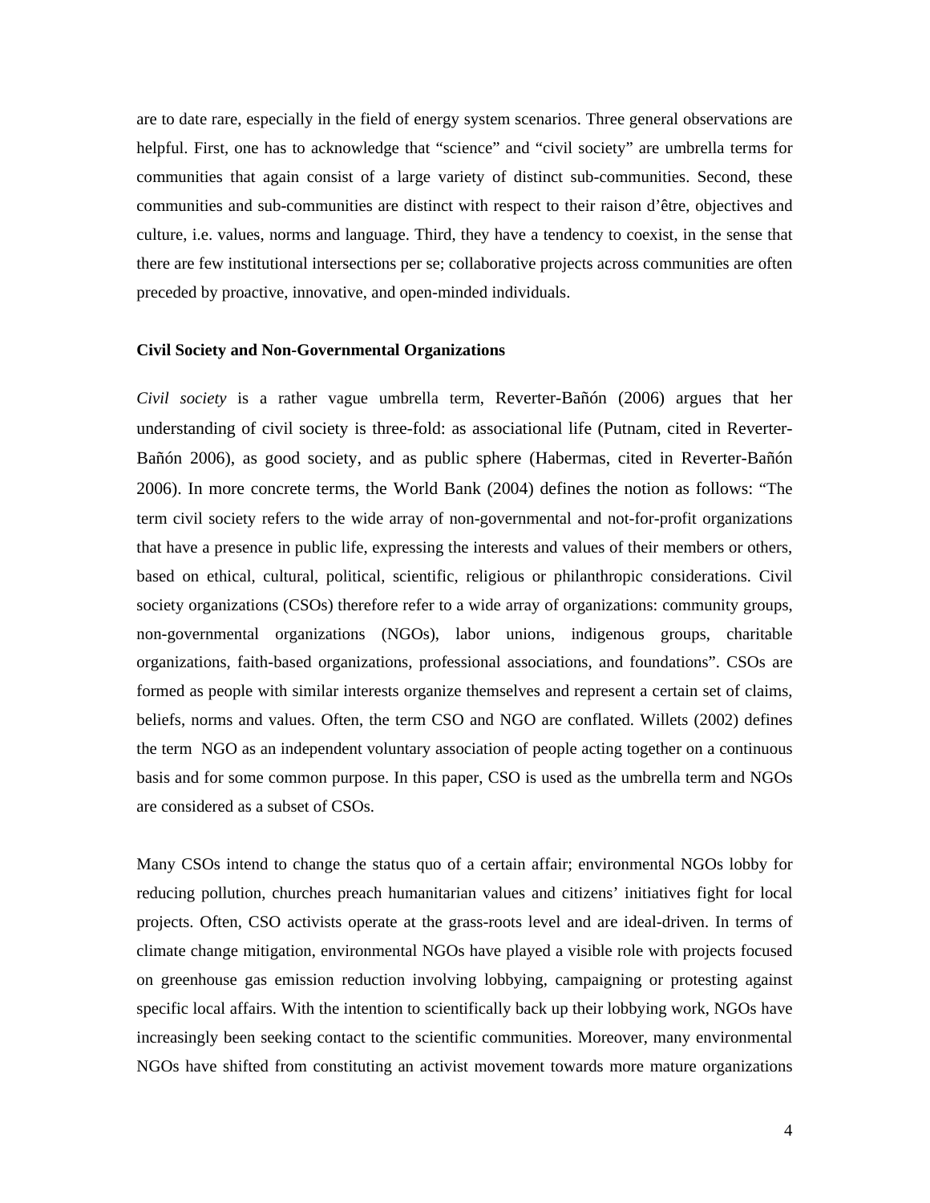are to date rare, especially in the field of energy system scenarios. Three general observations are helpful. First, one has to acknowledge that "science" and "civil society" are umbrella terms for communities that again consist of a large variety of distinct sub-communities. Second, these communities and sub-communities are distinct with respect to their raison d'être, objectives and culture, i.e. values, norms and language. Third, they have a tendency to coexist, in the sense that there are few institutional intersections per se; collaborative projects across communities are often preceded by proactive, innovative, and open-minded individuals.

**Civil Society and Non-Governmental Organizations**

*Civil society* is a rather vague umbrella term, Reverter-Bañón (2006) argues that her understanding of civil society is three-fold: as associational life (Putnam, cited in Reverter-Bañón 2006), as good society, and as public sphere (Habermas, cited in Reverter-Bañón 2006). In more concrete terms, the World Bank (2004) defines the notion as follows: "The term civil society refers to the wide array of non-governmental and not-for-profit organizations that have a presence in public life, expressing the interests and values of their members or others, based on ethical, cultural, political, scientific, religious or philanthropic considerations. Civil society organizations (CSOs) therefore refer to a wide array of organizations: community groups, non-governmental organizations (NGOs), labor unions, indigenous groups, charitable organizations, faith-based organizations, professional associations, and foundations". CSOs are formed as people with similar interests organize themselves and represent a certain set of claims, beliefs, norms and values. Often, the term CSO and NGO are conflated. Willets (2002) defines the term NGO as an independent voluntary association of people acting together on a continuous basis and for some common purpose. In this paper, CSO is used as the umbrella term and NGOs are considered as a subset of CSOs.

Many CSOs intend to change the status quo of a certain affair; environmental NGOs lobby for reducing pollution, churches preach humanitarian values and citizens' initiatives fight for local projects. Often, CSO activists operate at the grass-roots level and are ideal-driven. In terms of climate change mitigation, environmental NGOs have played a visible role with projects focused on greenhouse gas emission reduction involving lobbying, campaigning or protesting against specific local affairs. With the intention to scientifically back up their lobbying work, NGOs have increasingly been seeking contact to the scientific communities. Moreover, many environmental NGOs have shifted from constituting an activist movement towards more mature organizations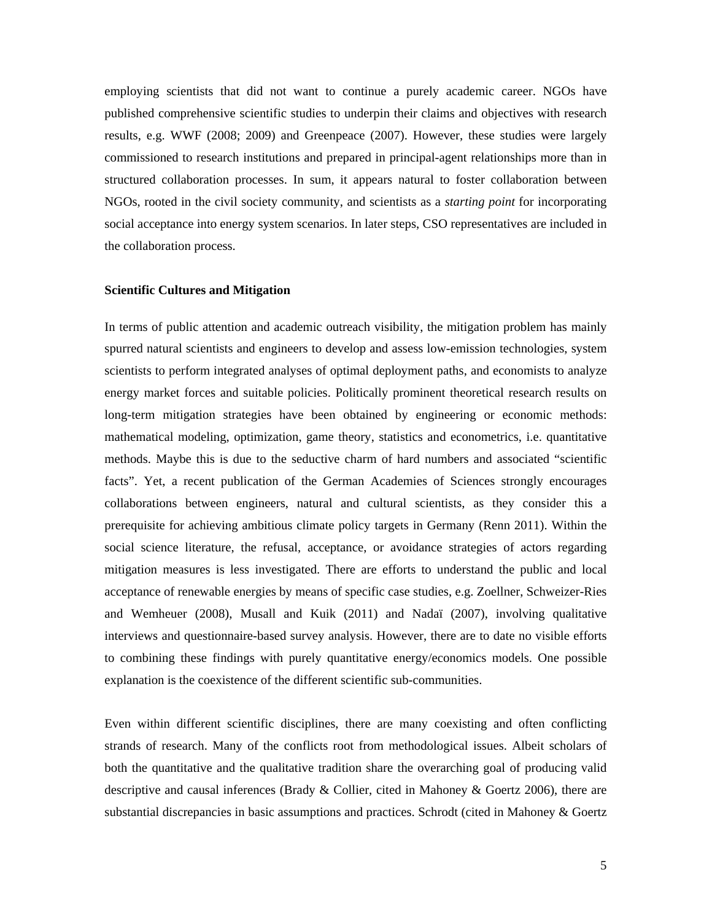employing scientists that did not want to continue a purely academic career. NGOs have published comprehensive scientific studies to underpin their claims and objectives with research results, e.g. WWF (2008; 2009) and Greenpeace (2007). However, these studies were largely commissioned to research institutions and prepared in principal-agent relationships more than in structured collaboration processes. In sum, it appears natural to foster collaboration between NGOs, rooted in the civil society community, and scientists as a *starting point* for incorporating social acceptance into energy system scenarios. In later steps, CSO representatives are included in the collaboration process.

**Scientific Cultures and Mitigation**

In terms of public attention and academic outreach visibility, the mitigation problem has mainly spurred natural scientists and engineers to develop and assess low-emission technologies, system scientists to perform integrated analyses of optimal deployment paths, and economists to analyze energy market forces and suitable policies. Politically prominent theoretical research results on long-term mitigation strategies have been obtained by engineering or economic methods: mathematical modeling, optimization, game theory, statistics and econometrics, i.e. quantitative methods. Maybe this is due to the seductive charm of hard numbers and associated "scientific facts". Yet, a recent publication of the German Academies of Sciences strongly encourages collaborations between engineers, natural and cultural scientists, as they consider this a prerequisite for achieving ambitious climate policy targets in Germany (Renn 2011). Within the social science literature, the refusal, acceptance, or avoidance strategies of actors regarding mitigation measures is less investigated. There are efforts to understand the public and local acceptance of renewable energies by means of specific case studies, e.g. Zoellner, Schweizer-Ries and Wemheuer (2008), Musall and Kuik (2011) and Nadaï (2007), involving qualitative interviews and questionnaire-based survey analysis. However, there are to date no visible efforts to combining these findings with purely quantitative energy/economics models. One possible explanation is the coexistence of the different scientific sub-communities.

Even within different scientific disciplines, there are many coexisting and often conflicting strands of research. Many of the conflicts root from methodological issues. Albeit scholars of both the quantitative and the qualitative tradition share the overarching goal of producing valid descriptive and causal inferences (Brady & Collier, cited in Mahoney & Goertz 2006), there are substantial discrepancies in basic assumptions and practices. Schrodt (cited in Mahoney & Goertz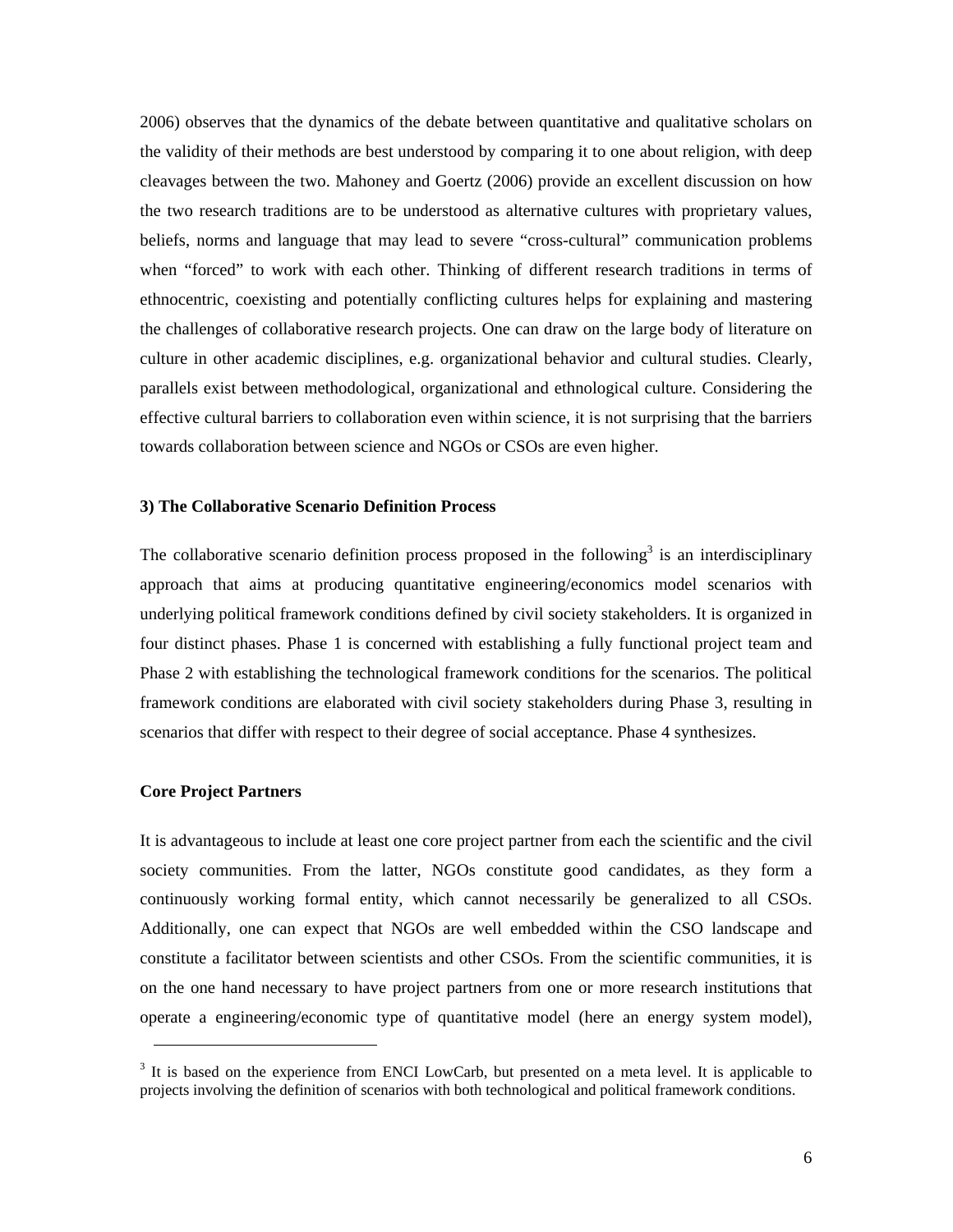2006) observes that the dynamics of the debate between quantitative and qualitative scholars on the validity of their methods are best understood by comparing it to one about religion, with deep cleavages between the two. Mahoney and Goertz (2006) provide an excellent discussion on how the two research traditions are to be understood as alternative cultures with proprietary values, beliefs, norms and language that may lead to severe "cross-cultural" communication problems when "forced" to work with each other. Thinking of different research traditions in terms of ethnocentric, coexisting and potentially conflicting cultures helps for explaining and mastering the challenges of collaborative research projects. One can draw on the large body of literature on culture in other academic disciplines, e.g. organizational behavior and cultural studies. Clearly, parallels exist between methodological, organizational and ethnological culture. Considering the effective cultural barriers to collaboration even within science, it is not surprising that the barriers towards collaboration between science and NGOs or CSOs are even higher.

### 3) The Collaborative Scenario Definition Process

The collaborative scenario definition process proposed in the following[3] is an interdisciplinary approach that aims at producing quantitative engineering/economics model scenarios with underlying political framework conditions defined by civil society stakeholders. It is organized in four distinct phases. Phase 1 is concerned with establishing a fully functional project team and Phase 2 with establishing the technological framework conditions for the scenarios. The political framework conditions are elaborated with civil society stakeholders during Phase 3, resulting in scenarios that differ with respect to their degree of social acceptance. Phase 4 synthesizes.

#### Core Project Partners

It is advantageous to include at least one core project partner from each the scientific and the civil society communities. From the latter, NGOs constitute good candidates, as they form a continuously working formal entity, which cannot necessarily be generalized to all CSOs. Additionally, one can expect that NGOs are well embedded within the CSO landscape and constitute a facilitator between scientists and other CSOs. From the scientific communities, it is on the one hand necessary to have project partners from one or more research institutions that operate a engineering/economic type of quantitative model (here an energy system model),

[3] It is based on the experience from ENCI LowCarb, but presented on a meta level. It is applicable to projects involving the definition of scenarios with both technological and political framework conditions.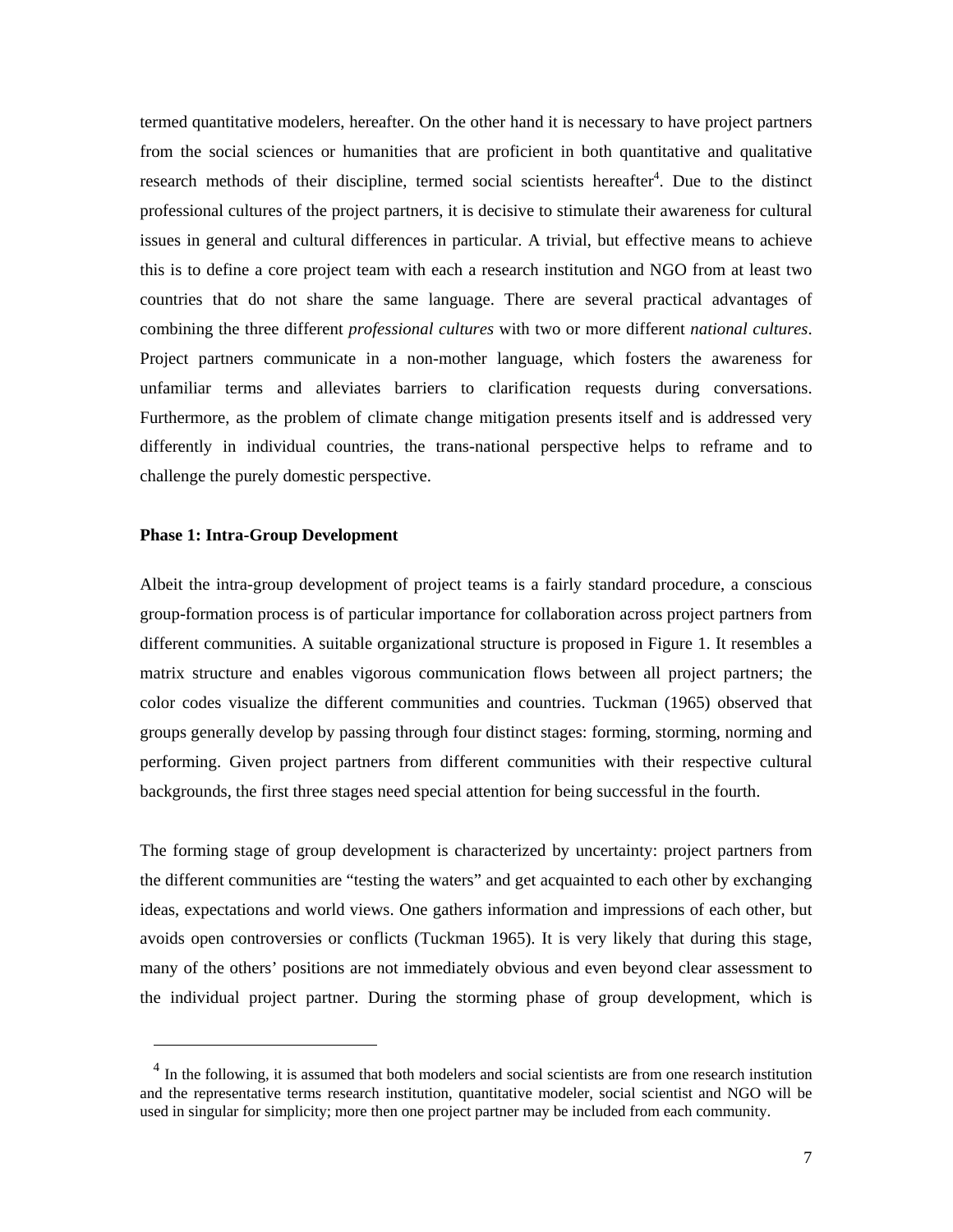termed quantitative modelers, hereafter. On the other hand it is necessary to have project partners from the social sciences or humanities that are proficient in both quantitative and qualitative research methods of their discipline, termed social scientists hereafter[4]. Due to the distinct professional cultures of the project partners, it is decisive to stimulate their awareness for cultural issues in general and cultural differences in particular. A trivial, but effective means to achieve this is to define a core project team with each a research institution and NGO from at least two countries that do not share the same language. There are several practical advantages of combining the three different *professional cultures* with two or more different *national cultures*. Project partners communicate in a non-mother language, which fosters the awareness for unfamiliar terms and alleviates barriers to clarification requests during conversations. Furthermore, as the problem of climate change mitigation presents itself and is addressed very differently in individual countries, the trans-national perspective helps to reframe and to challenge the purely domestic perspective.

**Phase 1: Intra-Group Development**

Albeit the intra-group development of project teams is a fairly standard procedure, a conscious group-formation process is of particular importance for collaboration across project partners from different communities. A suitable organizational structure is proposed in Figure 1. It resembles a matrix structure and enables vigorous communication flows between all project partners; the color codes visualize the different communities and countries. Tuckman (1965) observed that groups generally develop by passing through four distinct stages: forming, storming, norming and performing. Given project partners from different communities with their respective cultural backgrounds, the first three stages need special attention for being successful in the fourth.

The forming stage of group development is characterized by uncertainty: project partners from the different communities are "testing the waters" and get acquainted to each other by exchanging ideas, expectations and world views. One gathers information and impressions of each other, but avoids open controversies or conflicts (Tuckman 1965). It is very likely that during this stage, many of the others' positions are not immediately obvious and even beyond clear assessment to the individual project partner. During the storming phase of group development, which is

[4] In the following, it is assumed that both modelers and social scientists are from one research institution and the representative terms research institution, quantitative modeler, social scientist and NGO will be used in singular for simplicity; more then one project partner may be included from each community.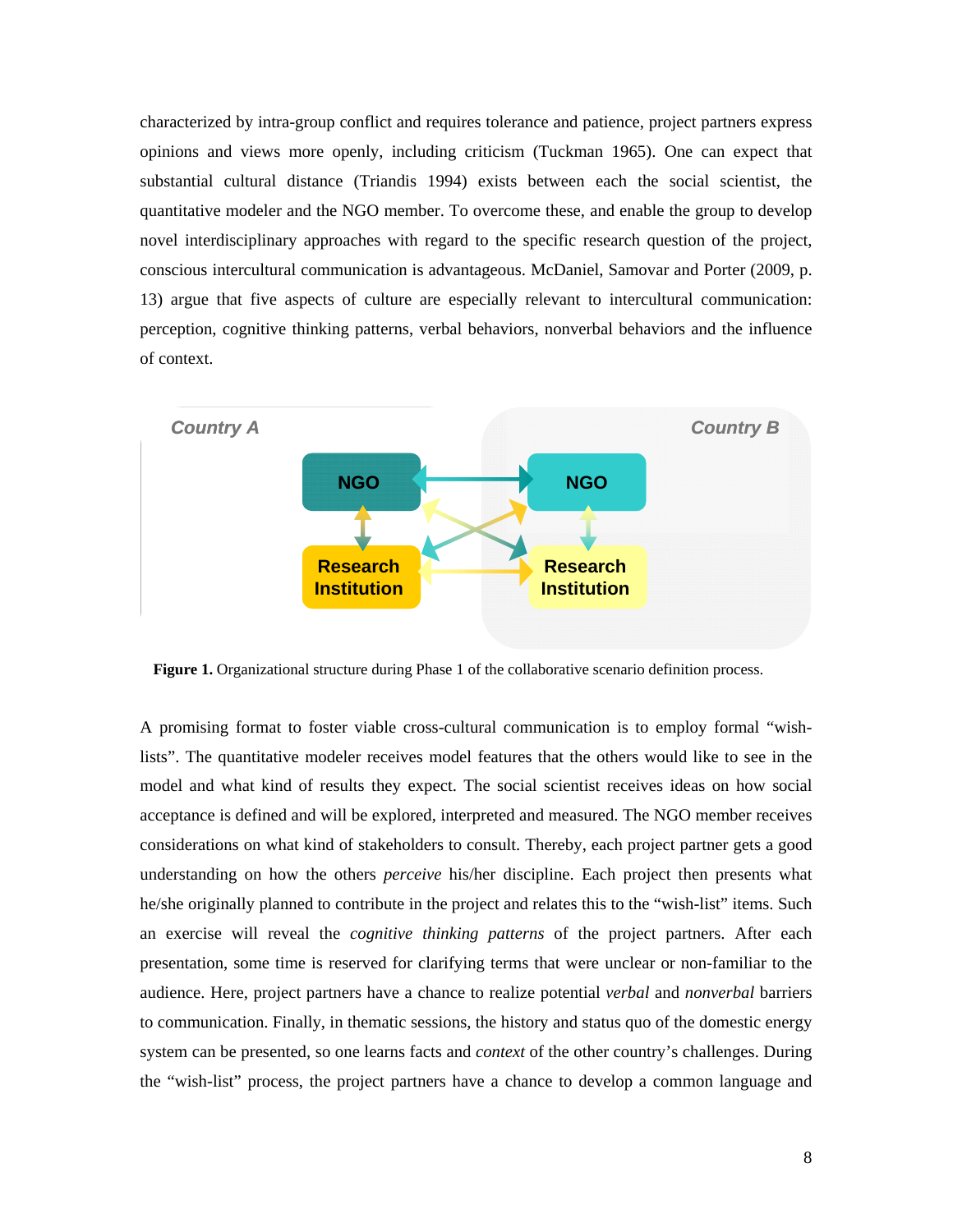characterized by intra-group conflict and requires tolerance and patience, project partners express opinions and views more openly, including criticism (Tuckman 1965). One can expect that substantial cultural distance (Triandis 1994) exists between each the social scientist, the quantitative modeler and the NGO member. To overcome these, and enable the group to develop novel interdisciplinary approaches with regard to the specific research question of the project, conscious intercultural communication is advantageous. McDaniel, Samovar and Porter (2009, p. 13) argue that five aspects of culture are especially relevant to intercultural communication: perception, cognitive thinking patterns, verbal behaviors, nonverbal behaviors and the influence of context.

**Figure 1.** Organizational structure during Phase 1 of the collaborative scenario definition process.

A promising format to foster viable cross-cultural communication is to employ formal "wish-lists". The quantitative modeler receives model features that the others would like to see in the model and what kind of results they expect. The social scientist receives ideas on how social acceptance is defined and will be explored, interpreted and measured. The NGO member receives considerations on what kind of stakeholders to consult. Thereby, each project partner gets a good understanding on how the others *perceive* his/her discipline. Each project then presents what he/she originally planned to contribute in the project and relates this to the "wish-list" items. Such an exercise will reveal the *cognitive thinking patterns* of the project partners. After each presentation, some time is reserved for clarifying terms that were unclear or non-familiar to the audience. Here, project partners have a chance to realize potential *verbal* and *nonverbal* barriers to communication. Finally, in thematic sessions, the history and status quo of the domestic energy system can be presented, so one learns facts and *context* of the other country's challenges. During the "wish-list" process, the project partners have a chance to develop a common language and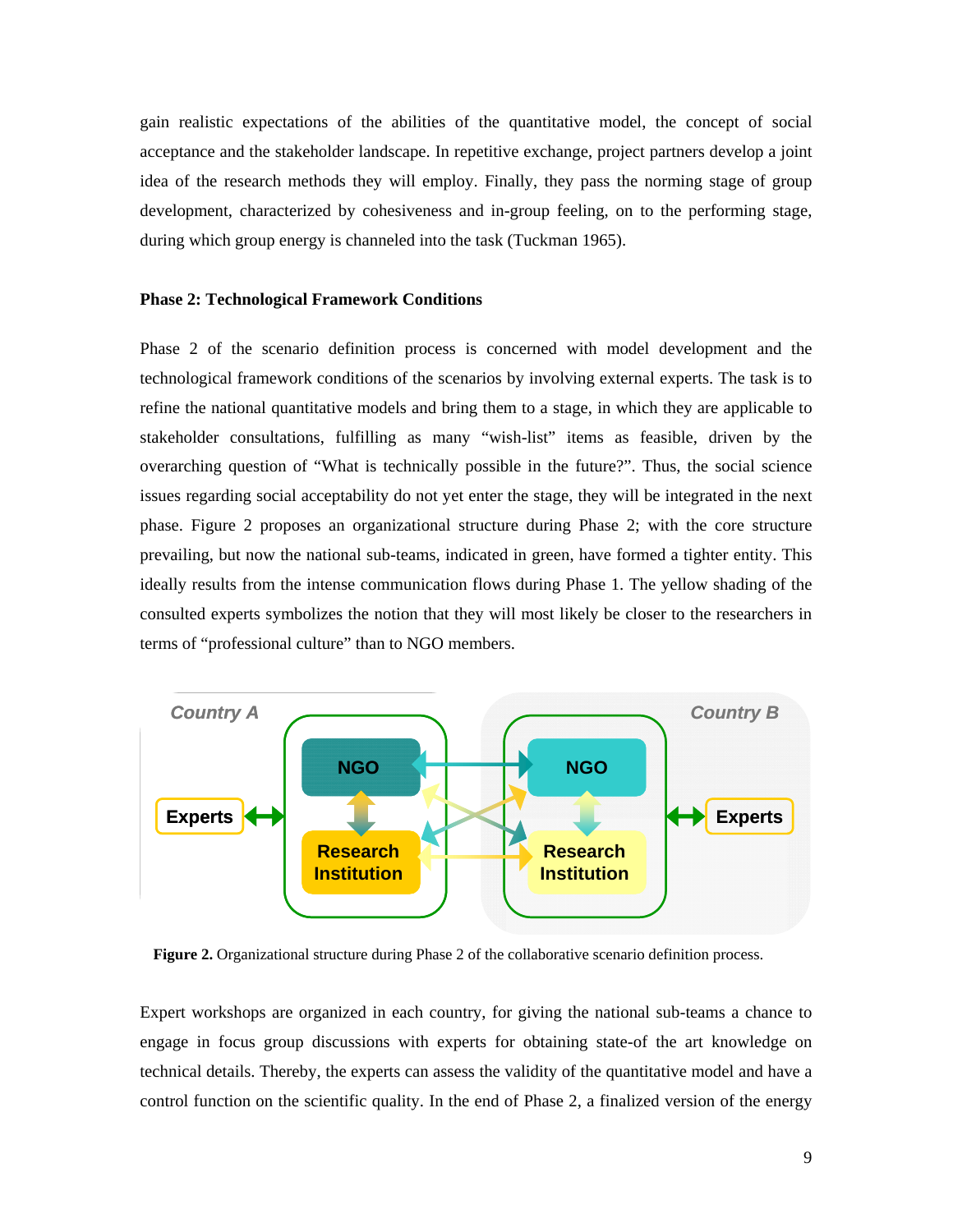gain realistic expectations of the abilities of the quantitative model, the concept of social acceptance and the stakeholder landscape. In repetitive exchange, project partners develop a joint idea of the research methods they will employ. Finally, they pass the norming stage of group development, characterized by cohesiveness and in-group feeling, on to the performing stage, during which group energy is channeled into the task (Tuckman 1965).

**Phase 2: Technological Framework Conditions**

Phase 2 of the scenario definition process is concerned with model development and the technological framework conditions of the scenarios by involving external experts. The task is to refine the national quantitative models and bring them to a stage, in which they are applicable to stakeholder consultations, fulfilling as many "wish-list" items as feasible, driven by the overarching question of "What is technically possible in the future?". Thus, the social science issues regarding social acceptability do not yet enter the stage, they will be integrated in the next phase. Figure 2 proposes an organizational structure during Phase 2; with the core structure prevailing, but now the national sub-teams, indicated in green, have formed a tighter entity. This ideally results from the intense communication flows during Phase 1. The yellow shading of the consulted experts symbolizes the notion that they will most likely be closer to the researchers in terms of "professional culture" than to NGO members.

**Figure 2.** Organizational structure during Phase 2 of the collaborative scenario definition process.

Expert workshops are organized in each country, for giving the national sub-teams a chance to engage in focus group discussions with experts for obtaining state-of the art knowledge on technical details. Thereby, the experts can assess the validity of the quantitative model and have a control function on the scientific quality. In the end of Phase 2, a finalized version of the energy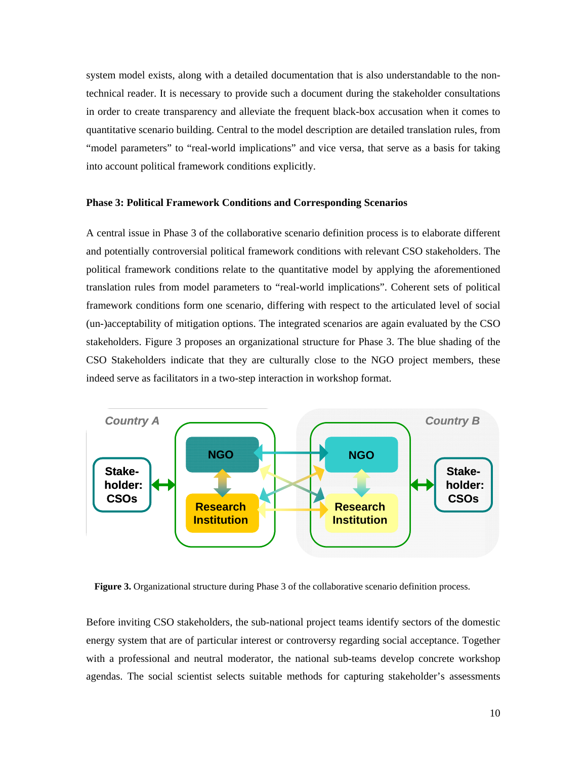system model exists, along with a detailed documentation that is also understandable to the non-technical reader. It is necessary to provide such a document during the stakeholder consultations in order to create transparency and alleviate the frequent black-box accusation when it comes to quantitative scenario building. Central to the model description are detailed translation rules, from "model parameters" to "real-world implications" and vice versa, that serve as a basis for taking into account political framework conditions explicitly.

**Phase 3: Political Framework Conditions and Corresponding Scenarios**

A central issue in Phase 3 of the collaborative scenario definition process is to elaborate different and potentially controversial political framework conditions with relevant CSO stakeholders. The political framework conditions relate to the quantitative model by applying the aforementioned translation rules from model parameters to "real-world implications". Coherent sets of political framework conditions form one scenario, differing with respect to the articulated level of social (un-)acceptability of mitigation options. The integrated scenarios are again evaluated by the CSO stakeholders. Figure 3 proposes an organizational structure for Phase 3. The blue shading of the CSO Stakeholders indicate that they are culturally close to the NGO project members, these indeed serve as facilitators in a two-step interaction in workshop format.

**Figure 3.** Organizational structure during Phase 3 of the collaborative scenario definition process.

Before inviting CSO stakeholders, the sub-national project teams identify sectors of the domestic energy system that are of particular interest or controversy regarding social acceptance. Together with a professional and neutral moderator, the national sub-teams develop concrete workshop agendas. The social scientist selects suitable methods for capturing stakeholder's assessments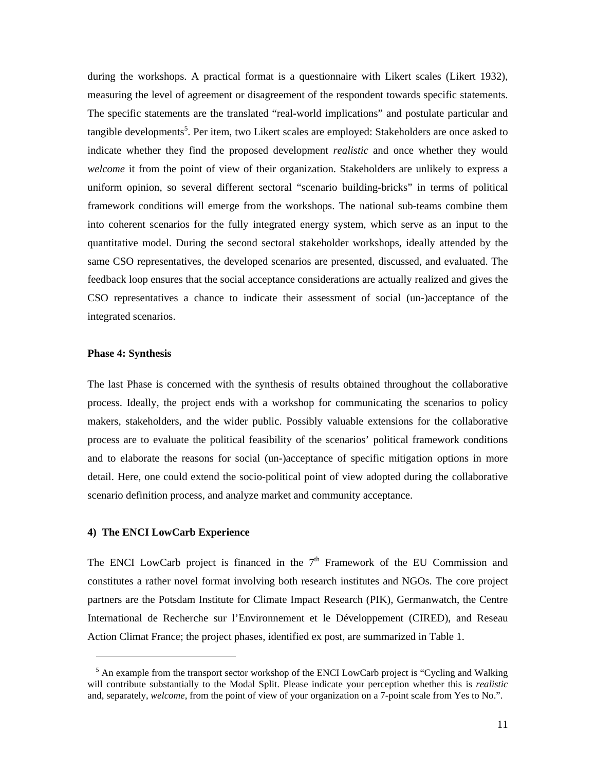during the workshops. A practical format is a questionnaire with Likert scales (Likert 1932), measuring the level of agreement or disagreement of the respondent towards specific statements. The specific statements are the translated "real-world implications" and postulate particular and tangible developments[5]. Per item, two Likert scales are employed: Stakeholders are once asked to indicate whether they find the proposed development *realistic* and once whether they would *welcome* it from the point of view of their organization. Stakeholders are unlikely to express a uniform opinion, so several different sectoral "scenario building-bricks" in terms of political framework conditions will emerge from the workshops. The national sub-teams combine them into coherent scenarios for the fully integrated energy system, which serve as an input to the quantitative model. During the second sectoral stakeholder workshops, ideally attended by the same CSO representatives, the developed scenarios are presented, discussed, and evaluated. The feedback loop ensures that the social acceptance considerations are actually realized and gives the CSO representatives a chance to indicate their assessment of social (un-)acceptance of the integrated scenarios.

**Phase 4: Synthesis**

The last Phase is concerned with the synthesis of results obtained throughout the collaborative process. Ideally, the project ends with a workshop for communicating the scenarios to policy makers, stakeholders, and the wider public. Possibly valuable extensions for the collaborative process are to evaluate the political feasibility of the scenarios' political framework conditions and to elaborate the reasons for social (un-)acceptance of specific mitigation options in more detail. Here, one could extend the socio-political point of view adopted during the collaborative scenario definition process, and analyze market and community acceptance.

## 4) The ENCI LowCarb Experience

The ENCI LowCarb project is financed in the 7th Framework of the EU Commission and constitutes a rather novel format involving both research institutes and NGOs. The core project partners are the Potsdam Institute for Climate Impact Research (PIK), Germanwatch, the Centre International de Recherche sur l'Environnement et le Développement (CIRED), and Reseau Action Climat France; the project phases, identified ex post, are summarized in Table 1.

---

[5] An example from the transport sector workshop of the ENCI LowCarb project is "Cycling and Walking will contribute substantially to the Modal Split. Please indicate your perception whether this is *realistic* and, separately, *welcome*, from the point of view of your organization on a 7-point scale from Yes to No.".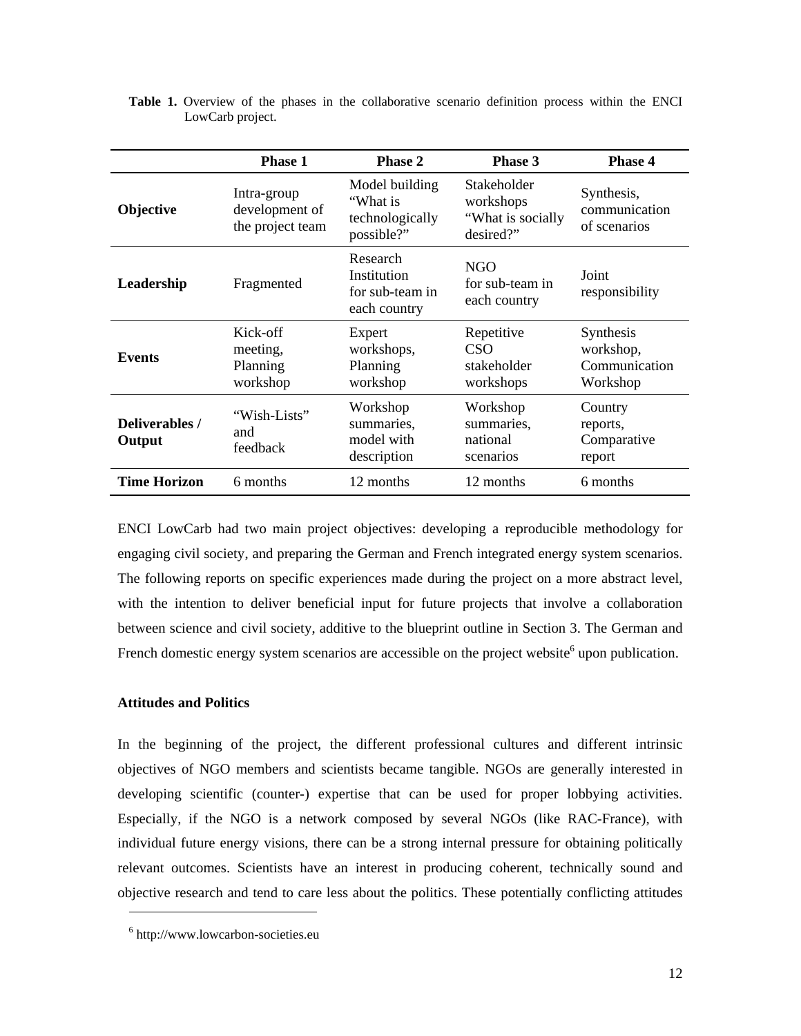**Table 1.** Overview of the phases in the collaborative scenario definition process within the ENCI LowCarb project.

| | Phase 1 | Phase 2 | Phase 3 | Phase 4 |
|---|---|---|---|---|
| **Objective** | Intra-group development of the project team | Model building "What is technologically possible?" | Stakeholder workshops "What is socially desired?" | Synthesis, communication of scenarios |
| **Leadership** | Fragmented | Research Institution for sub-team in each country | NGO for sub-team in each country | Joint responsibility |
| **Events** | Kick-off meeting, Planning workshop | Expert workshops, Planning workshop | Repetitive CSO stakeholder workshops | Synthesis workshop, Communication Workshop |
| **Deliverables / Output** | "Wish-Lists" and feedback | Workshop summaries, model with description | Workshop summaries, national scenarios | Country reports, Comparative report |
| **Time Horizon** | 6 months | 12 months | 12 months | 6 months |

ENCI LowCarb had two main project objectives: developing a reproducible methodology for engaging civil society, and preparing the German and French integrated energy system scenarios. The following reports on specific experiences made during the project on a more abstract level, with the intention to deliver beneficial input for future projects that involve a collaboration between science and civil society, additive to the blueprint outline in Section 3. The German and French domestic energy system scenarios are accessible on the project website[6] upon publication.

#### Attitudes and Politics

In the beginning of the project, the different professional cultures and different intrinsic objectives of NGO members and scientists became tangible. NGOs are generally interested in developing scientific (counter-) expertise that can be used for proper lobbying activities. Especially, if the NGO is a network composed by several NGOs (like RAC-France), with individual future energy visions, there can be a strong internal pressure for obtaining politically relevant outcomes. Scientists have an interest in producing coherent, technically sound and objective research and tend to care less about the politics. These potentially conflicting attitudes

[6] http://www.lowcarbon-societies.eu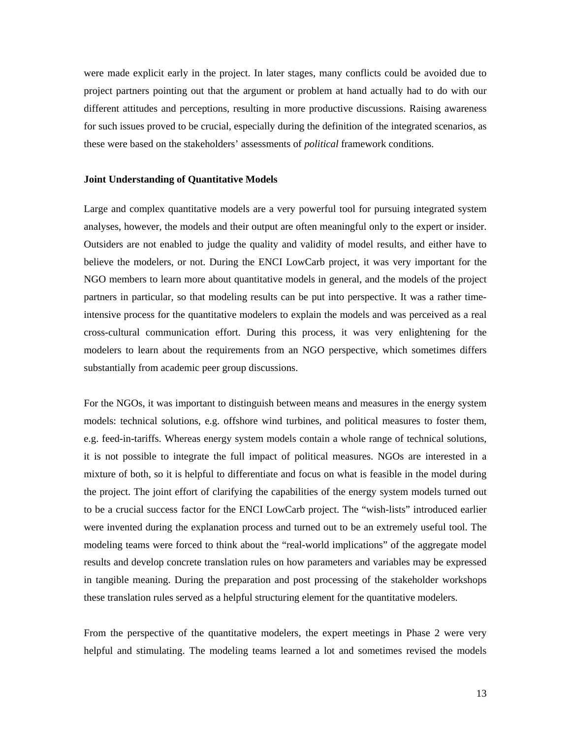were made explicit early in the project. In later stages, many conflicts could be avoided due to project partners pointing out that the argument or problem at hand actually had to do with our different attitudes and perceptions, resulting in more productive discussions. Raising awareness for such issues proved to be crucial, especially during the definition of the integrated scenarios, as these were based on the stakeholders' assessments of *political* framework conditions.

**Joint Understanding of Quantitative Models**

Large and complex quantitative models are a very powerful tool for pursuing integrated system analyses, however, the models and their output are often meaningful only to the expert or insider. Outsiders are not enabled to judge the quality and validity of model results, and either have to believe the modelers, or not. During the ENCI LowCarb project, it was very important for the NGO members to learn more about quantitative models in general, and the models of the project partners in particular, so that modeling results can be put into perspective. It was a rather time-intensive process for the quantitative modelers to explain the models and was perceived as a real cross-cultural communication effort. During this process, it was very enlightening for the modelers to learn about the requirements from an NGO perspective, which sometimes differs substantially from academic peer group discussions.

For the NGOs, it was important to distinguish between means and measures in the energy system models: technical solutions, e.g. offshore wind turbines, and political measures to foster them, e.g. feed-in-tariffs. Whereas energy system models contain a whole range of technical solutions, it is not possible to integrate the full impact of political measures. NGOs are interested in a mixture of both, so it is helpful to differentiate and focus on what is feasible in the model during the project. The joint effort of clarifying the capabilities of the energy system models turned out to be a crucial success factor for the ENCI LowCarb project. The "wish-lists" introduced earlier were invented during the explanation process and turned out to be an extremely useful tool. The modeling teams were forced to think about the "real-world implications" of the aggregate model results and develop concrete translation rules on how parameters and variables may be expressed in tangible meaning. During the preparation and post processing of the stakeholder workshops these translation rules served as a helpful structuring element for the quantitative modelers.

From the perspective of the quantitative modelers, the expert meetings in Phase 2 were very helpful and stimulating. The modeling teams learned a lot and sometimes revised the models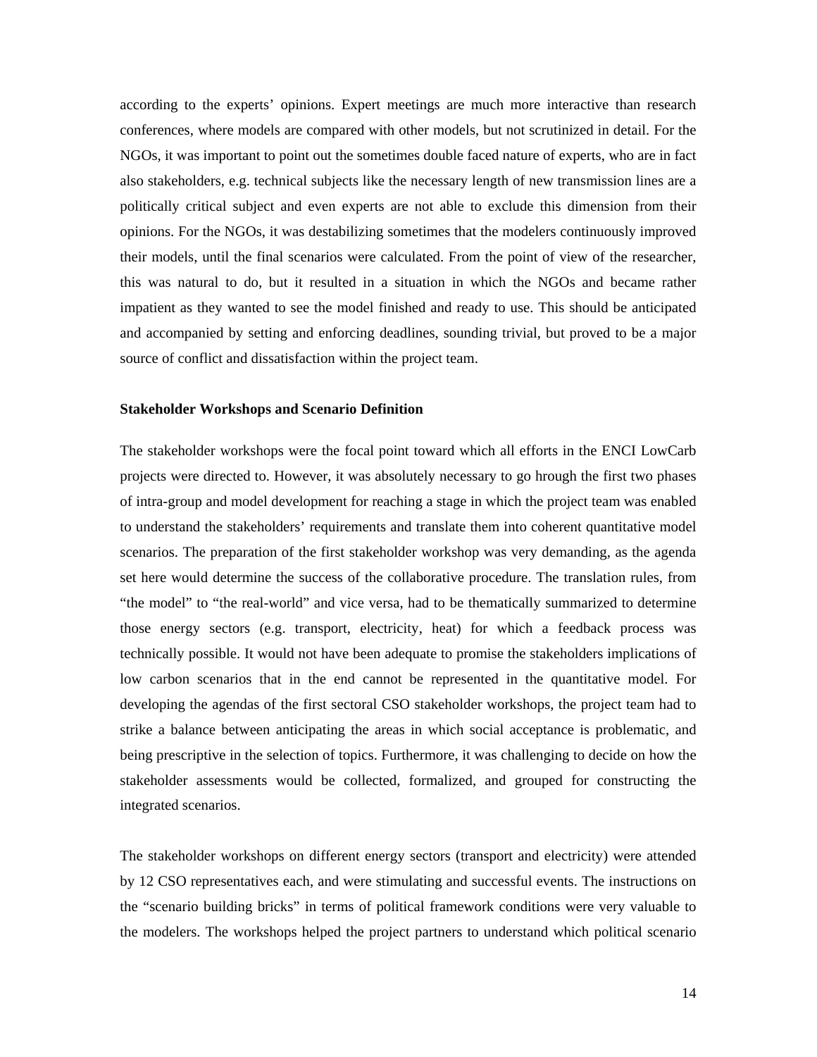according to the experts' opinions. Expert meetings are much more interactive than research conferences, where models are compared with other models, but not scrutinized in detail. For the NGOs, it was important to point out the sometimes double faced nature of experts, who are in fact also stakeholders, e.g. technical subjects like the necessary length of new transmission lines are a politically critical subject and even experts are not able to exclude this dimension from their opinions. For the NGOs, it was destabilizing sometimes that the modelers continuously improved their models, until the final scenarios were calculated. From the point of view of the researcher, this was natural to do, but it resulted in a situation in which the NGOs and became rather impatient as they wanted to see the model finished and ready to use. This should be anticipated and accompanied by setting and enforcing deadlines, sounding trivial, but proved to be a major source of conflict and dissatisfaction within the project team.

**Stakeholder Workshops and Scenario Definition**

The stakeholder workshops were the focal point toward which all efforts in the ENCI LowCarb projects were directed to. However, it was absolutely necessary to go hrough the first two phases of intra-group and model development for reaching a stage in which the project team was enabled to understand the stakeholders' requirements and translate them into coherent quantitative model scenarios. The preparation of the first stakeholder workshop was very demanding, as the agenda set here would determine the success of the collaborative procedure. The translation rules, from "the model" to "the real-world" and vice versa, had to be thematically summarized to determine those energy sectors (e.g. transport, electricity, heat) for which a feedback process was technically possible. It would not have been adequate to promise the stakeholders implications of low carbon scenarios that in the end cannot be represented in the quantitative model. For developing the agendas of the first sectoral CSO stakeholder workshops, the project team had to strike a balance between anticipating the areas in which social acceptance is problematic, and being prescriptive in the selection of topics. Furthermore, it was challenging to decide on how the stakeholder assessments would be collected, formalized, and grouped for constructing the integrated scenarios.

The stakeholder workshops on different energy sectors (transport and electricity) were attended by 12 CSO representatives each, and were stimulating and successful events. The instructions on the "scenario building bricks" in terms of political framework conditions were very valuable to the modelers. The workshops helped the project partners to understand which political scenario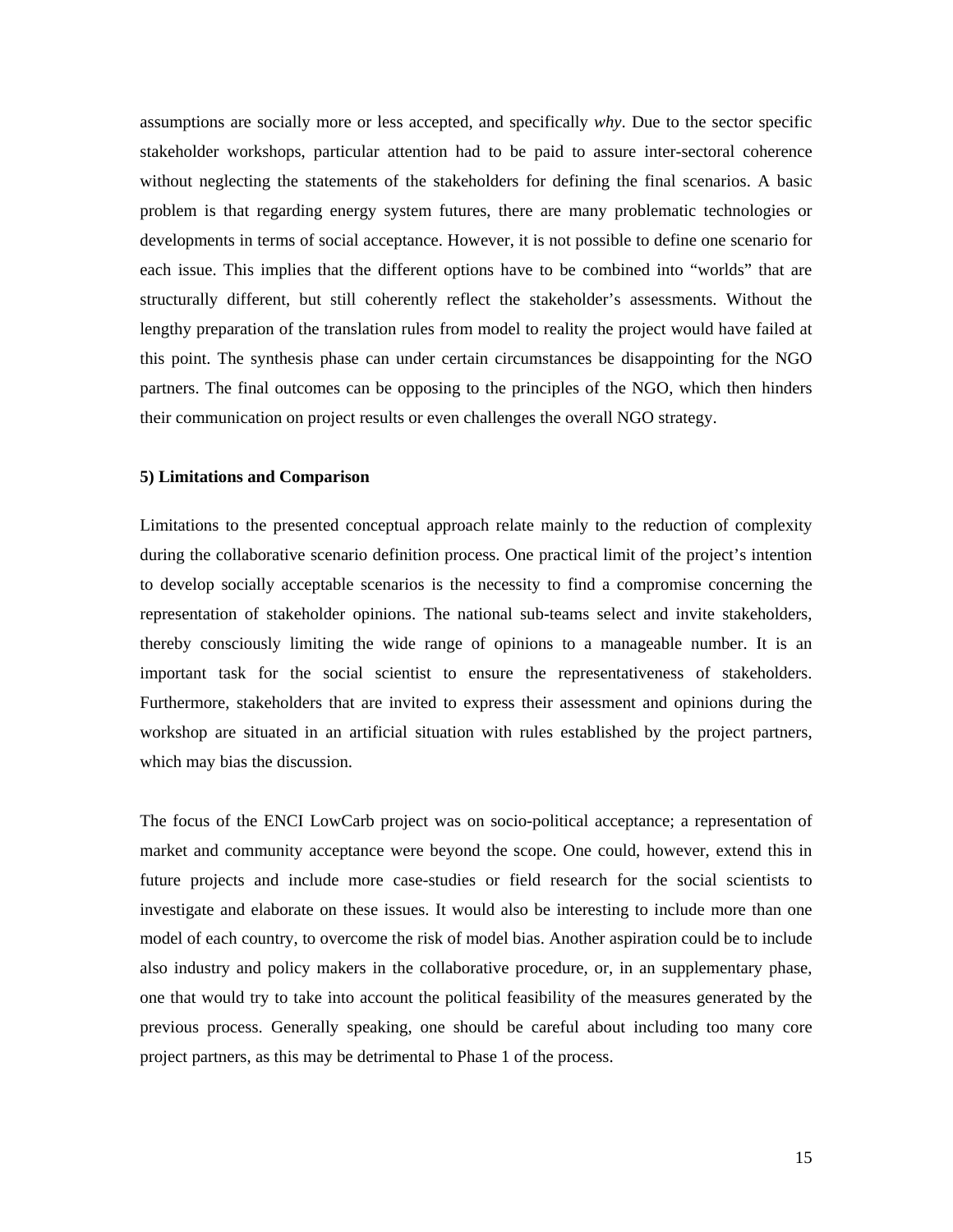assumptions are socially more or less accepted, and specifically *why*. Due to the sector specific stakeholder workshops, particular attention had to be paid to assure inter-sectoral coherence without neglecting the statements of the stakeholders for defining the final scenarios. A basic problem is that regarding energy system futures, there are many problematic technologies or developments in terms of social acceptance. However, it is not possible to define one scenario for each issue. This implies that the different options have to be combined into "worlds" that are structurally different, but still coherently reflect the stakeholder's assessments. Without the lengthy preparation of the translation rules from model to reality the project would have failed at this point. The synthesis phase can under certain circumstances be disappointing for the NGO partners. The final outcomes can be opposing to the principles of the NGO, which then hinders their communication on project results or even challenges the overall NGO strategy.

**5) Limitations and Comparison**

Limitations to the presented conceptual approach relate mainly to the reduction of complexity during the collaborative scenario definition process. One practical limit of the project's intention to develop socially acceptable scenarios is the necessity to find a compromise concerning the representation of stakeholder opinions. The national sub-teams select and invite stakeholders, thereby consciously limiting the wide range of opinions to a manageable number. It is an important task for the social scientist to ensure the representativeness of stakeholders. Furthermore, stakeholders that are invited to express their assessment and opinions during the workshop are situated in an artificial situation with rules established by the project partners, which may bias the discussion.

The focus of the ENCI LowCarb project was on socio-political acceptance; a representation of market and community acceptance were beyond the scope. One could, however, extend this in future projects and include more case-studies or field research for the social scientists to investigate and elaborate on these issues. It would also be interesting to include more than one model of each country, to overcome the risk of model bias. Another aspiration could be to include also industry and policy makers in the collaborative procedure, or, in an supplementary phase, one that would try to take into account the political feasibility of the measures generated by the previous process. Generally speaking, one should be careful about including too many core project partners, as this may be detrimental to Phase 1 of the process.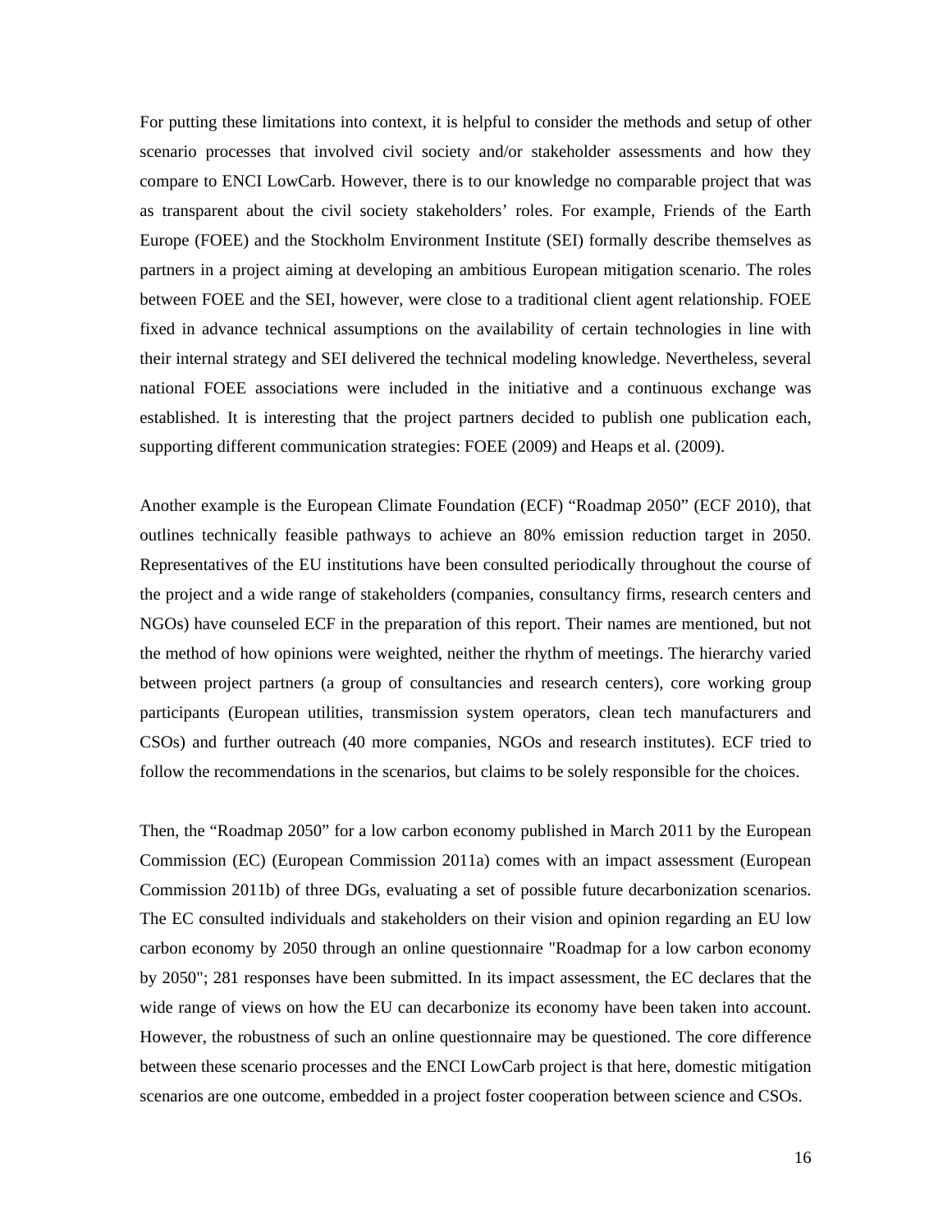For putting these limitations into context, it is helpful to consider the methods and setup of other scenario processes that involved civil society and/or stakeholder assessments and how they compare to ENCI LowCarb. However, there is to our knowledge no comparable project that was as transparent about the civil society stakeholders' roles. For example, Friends of the Earth Europe (FOEE) and the Stockholm Environment Institute (SEI) formally describe themselves as partners in a project aiming at developing an ambitious European mitigation scenario. The roles between FOEE and the SEI, however, were close to a traditional client agent relationship. FOEE fixed in advance technical assumptions on the availability of certain technologies in line with their internal strategy and SEI delivered the technical modeling knowledge. Nevertheless, several national FOEE associations were included in the initiative and a continuous exchange was established. It is interesting that the project partners decided to publish one publication each, supporting different communication strategies: FOEE (2009) and Heaps et al. (2009).

Another example is the European Climate Foundation (ECF) "Roadmap 2050" (ECF 2010), that outlines technically feasible pathways to achieve an 80% emission reduction target in 2050. Representatives of the EU institutions have been consulted periodically throughout the course of the project and a wide range of stakeholders (companies, consultancy firms, research centers and NGOs) have counseled ECF in the preparation of this report. Their names are mentioned, but not the method of how opinions were weighted, neither the rhythm of meetings. The hierarchy varied between project partners (a group of consultancies and research centers), core working group participants (European utilities, transmission system operators, clean tech manufacturers and CSOs) and further outreach (40 more companies, NGOs and research institutes). ECF tried to follow the recommendations in the scenarios, but claims to be solely responsible for the choices.

Then, the "Roadmap 2050" for a low carbon economy published in March 2011 by the European Commission (EC) (European Commission 2011a) comes with an impact assessment (European Commission 2011b) of three DGs, evaluating a set of possible future decarbonization scenarios. The EC consulted individuals and stakeholders on their vision and opinion regarding an EU low carbon economy by 2050 through an online questionnaire "Roadmap for a low carbon economy by 2050"; 281 responses have been submitted. In its impact assessment, the EC declares that the wide range of views on how the EU can decarbonize its economy have been taken into account. However, the robustness of such an online questionnaire may be questioned. The core difference between these scenario processes and the ENCI LowCarb project is that here, domestic mitigation scenarios are one outcome, embedded in a project foster cooperation between science and CSOs.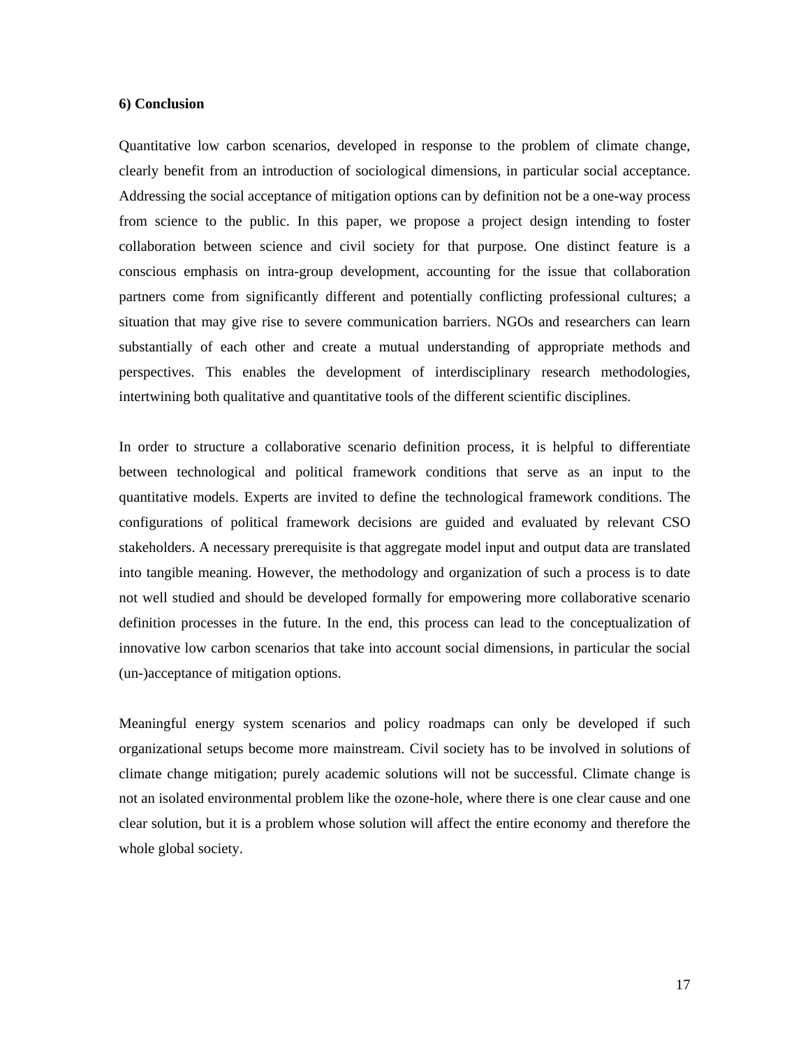## 6) Conclusion

Quantitative low carbon scenarios, developed in response to the problem of climate change, clearly benefit from an introduction of sociological dimensions, in particular social acceptance. Addressing the social acceptance of mitigation options can by definition not be a one-way process from science to the public. In this paper, we propose a project design intending to foster collaboration between science and civil society for that purpose. One distinct feature is a conscious emphasis on intra-group development, accounting for the issue that collaboration partners come from significantly different and potentially conflicting professional cultures; a situation that may give rise to severe communication barriers. NGOs and researchers can learn substantially of each other and create a mutual understanding of appropriate methods and perspectives. This enables the development of interdisciplinary research methodologies, intertwining both qualitative and quantitative tools of the different scientific disciplines.

In order to structure a collaborative scenario definition process, it is helpful to differentiate between technological and political framework conditions that serve as an input to the quantitative models. Experts are invited to define the technological framework conditions. The configurations of political framework decisions are guided and evaluated by relevant CSO stakeholders. A necessary prerequisite is that aggregate model input and output data are translated into tangible meaning. However, the methodology and organization of such a process is to date not well studied and should be developed formally for empowering more collaborative scenario definition processes in the future. In the end, this process can lead to the conceptualization of innovative low carbon scenarios that take into account social dimensions, in particular the social (un-)acceptance of mitigation options.

Meaningful energy system scenarios and policy roadmaps can only be developed if such organizational setups become more mainstream. Civil society has to be involved in solutions of climate change mitigation; purely academic solutions will not be successful. Climate change is not an isolated environmental problem like the ozone-hole, where there is one clear cause and one clear solution, but it is a problem whose solution will affect the entire economy and therefore the whole global society.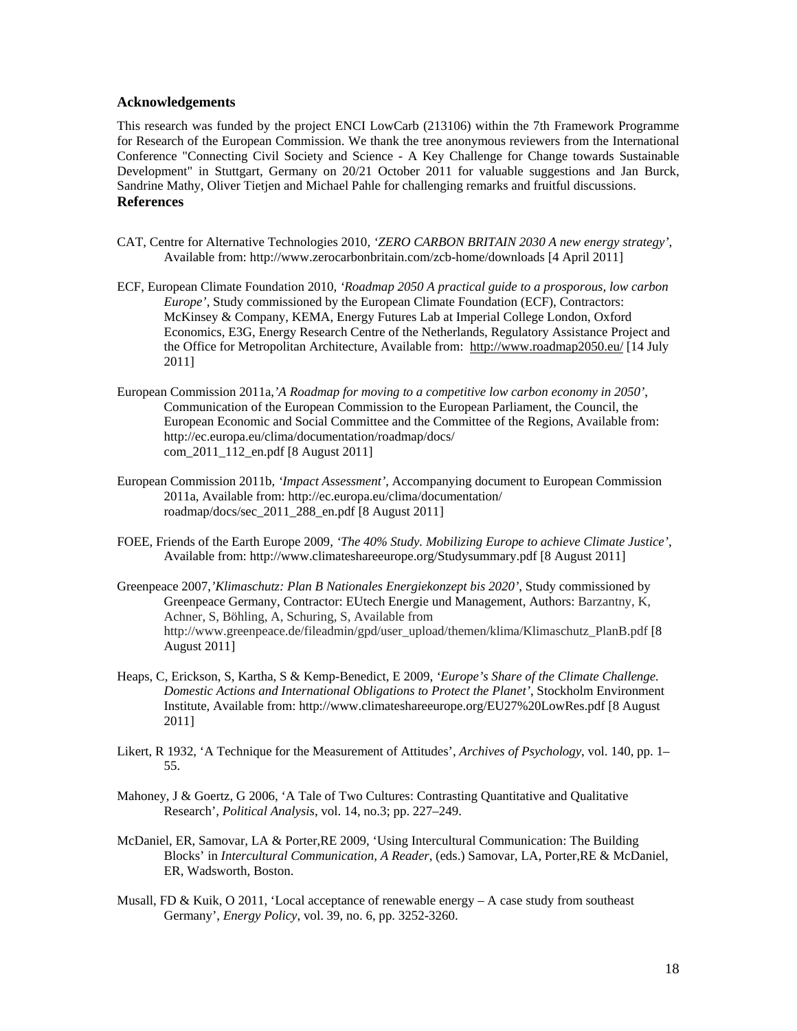## Acknowledgements

This research was funded by the project ENCI LowCarb (213106) within the 7th Framework Programme for Research of the European Commission. We thank the tree anonymous reviewers from the International Conference "Connecting Civil Society and Science - A Key Challenge for Change towards Sustainable Development" in Stuttgart, Germany on 20/21 October 2011 for valuable suggestions and Jan Burck, Sandrine Mathy, Oliver Tietjen and Michael Pahle for challenging remarks and fruitful discussions.

## References

CAT, Centre for Alternative Technologies 2010, *'ZERO CARBON BRITAIN 2030 A new energy strategy'*, Available from: http://www.zerocarbonbritain.com/zcb-home/downloads [4 April 2011]

ECF, European Climate Foundation 2010, *'Roadmap 2050 A practical guide to a prosporous, low carbon Europe'*, Study commissioned by the European Climate Foundation (ECF), Contractors: McKinsey & Company, KEMA, Energy Futures Lab at Imperial College London, Oxford Economics, E3G, Energy Research Centre of the Netherlands, Regulatory Assistance Project and the Office for Metropolitan Architecture, Available from: http://www.roadmap2050.eu/ [14 July 2011]

European Commission 2011a,*'A Roadmap for moving to a competitive low carbon economy in 2050'*, Communication of the European Commission to the European Parliament, the Council, the European Economic and Social Committee and the Committee of the Regions, Available from: http://ec.europa.eu/clima/documentation/roadmap/docs/ com_2011_112_en.pdf [8 August 2011]

European Commission 2011b, *'Impact Assessment'*, Accompanying document to European Commission 2011a, Available from: http://ec.europa.eu/clima/documentation/ roadmap/docs/sec_2011_288_en.pdf [8 August 2011]

FOEE, Friends of the Earth Europe 2009, *'The 40% Study. Mobilizing Europe to achieve Climate Justice'*, Available from: http://www.climateshareeurope.org/Studysummary.pdf [8 August 2011]

Greenpeace 2007,*'Klimaschutz: Plan B Nationales Energiekonzept bis 2020'*, Study commissioned by Greenpeace Germany, Contractor: EUtech Energie und Management, Authors: Barzantny, K, Achner, S, Böhling, A, Schuring, S, Available from http://www.greenpeace.de/fileadmin/gpd/user_upload/themen/klima/Klimaschutz_PlanB.pdf [8 August 2011]

Heaps, C, Erickson, S, Kartha, S & Kemp-Benedict, E 2009, *'Europe's Share of the Climate Challenge. Domestic Actions and International Obligations to Protect the Planet'*, Stockholm Environment Institute, Available from: http://www.climateshareeurope.org/EU27%20LowRes.pdf [8 August 2011]

Likert, R 1932, 'A Technique for the Measurement of Attitudes', *Archives of Psychology*, vol. 140, pp. 1–55.

Mahoney, J & Goertz, G 2006, 'A Tale of Two Cultures: Contrasting Quantitative and Qualitative Research', *Political Analysis*, vol. 14, no.3; pp. 227–249.

McDaniel, ER, Samovar, LA & Porter,RE 2009, 'Using Intercultural Communication: The Building Blocks' in *Intercultural Communication, A Reader*, (eds.) Samovar, LA, Porter,RE & McDaniel, ER, Wadsworth, Boston.

Musall, FD & Kuik, O 2011, 'Local acceptance of renewable energy – A case study from southeast Germany', *Energy Policy*, vol. 39, no. 6, pp. 3252-3260.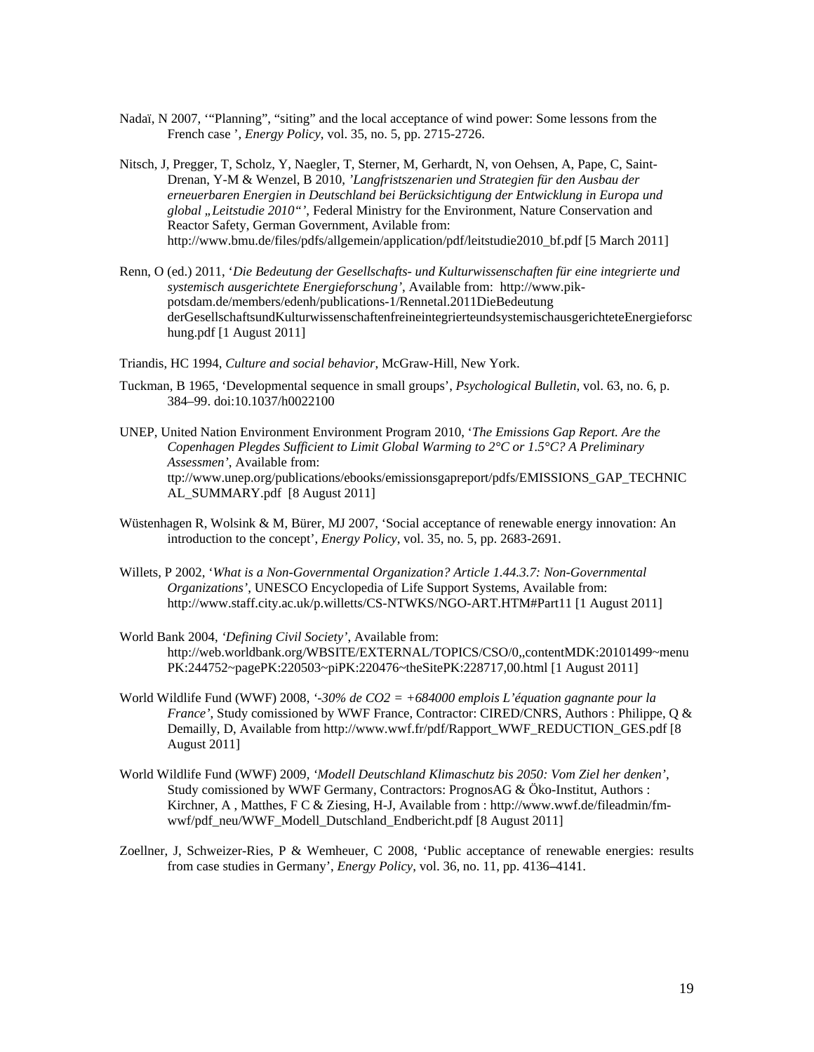Nadaï, N 2007, '"Planning", "siting" and the local acceptance of wind power: Some lessons from the French case ', *Energy Policy*, vol. 35, no. 5, pp. 2715-2726.

Nitsch, J, Pregger, T, Scholz, Y, Naegler, T, Sterner, M, Gerhardt, N, von Oehsen, A, Pape, C, Saint-Drenan, Y-M & Wenzel, B 2010, *'Langfristszenarien und Strategien für den Ausbau der erneuerbaren Energien in Deutschland bei Berücksichtigung der Entwicklung in Europa und global „Leitstudie 2010"'*, Federal Ministry for the Environment, Nature Conservation and Reactor Safety, German Government, Avilable from: http://www.bmu.de/files/pdfs/allgemein/application/pdf/leitstudie2010_bf.pdf [5 March 2011]

Renn, O (ed.) 2011, '*Die Bedeutung der Gesellschafts- und Kulturwissenschaften für eine integrierte und systemisch ausgerichtete Energieforschung'*, Available from: http://www.pik-potsdam.de/members/edenh/publications-1/Rennetal.2011DieBedeutung derGesellschaftsundKulturwissenschaftenfreineintegrierteundsystemischausgerichteteEnergieforschung.pdf [1 August 2011]

Triandis, HC 1994, *Culture and social behavior*, McGraw-Hill, New York.

Tuckman, B 1965, 'Developmental sequence in small groups', *Psychological Bulletin*, vol. 63, no. 6, p. 384–99. doi:10.1037/h0022100

UNEP, United Nation Environment Environment Program 2010, '*The Emissions Gap Report. Are the Copenhagen Plegdes Sufficient to Limit Global Warming to 2°C or 1.5°C? A Preliminary Assessmen'*, Available from: ttp://www.unep.org/publications/ebooks/emissionsgapreport/pdfs/EMISSIONS_GAP_TECHNICAL_SUMMARY.pdf [8 August 2011]

Wüstenhagen R, Wolsink & M, Bürer, MJ 2007, 'Social acceptance of renewable energy innovation: An introduction to the concept', *Energy Policy*, vol. 35, no. 5, pp. 2683-2691.

Willets, P 2002, '*What is a Non-Governmental Organization? Article 1.44.3.7: Non-Governmental Organizations'*, UNESCO Encyclopedia of Life Support Systems, Available from: http://www.staff.city.ac.uk/p.willetts/CS-NTWKS/NGO-ART.HTM#Part11 [1 August 2011]

World Bank 2004, *'Defining Civil Society'*, Available from: http://web.worldbank.org/WBSITE/EXTERNAL/TOPICS/CSO/0,,contentMDK:20101499~menuPK:244752~pagePK:220503~piPK:220476~theSitePK:228717,00.html [1 August 2011]

World Wildlife Fund (WWF) 2008, *'-30% de CO2 = +684000 emplois L'équation gagnante pour la France'*, Study comissioned by WWF France, Contractor: CIRED/CNRS, Authors : Philippe, Q & Demailly, D, Available from http://www.wwf.fr/pdf/Rapport_WWF_REDUCTION_GES.pdf [8 August 2011]

World Wildlife Fund (WWF) 2009, *'Modell Deutschland Klimaschutz bis 2050: Vom Ziel her denken'*, Study comissioned by WWF Germany, Contractors: PrognosAG & Öko-Institut, Authors : Kirchner, A , Matthes, F C & Ziesing, H-J, Available from : http://www.wwf.de/fileadmin/fm-wwf/pdf_neu/WWF_Modell_Dutschland_Endbericht.pdf [8 August 2011]

Zoellner, J, Schweizer-Ries, P & Wemheuer, C 2008, 'Public acceptance of renewable energies: results from case studies in Germany', *Energy Policy*, vol. 36, no. 11, pp. 4136–4141.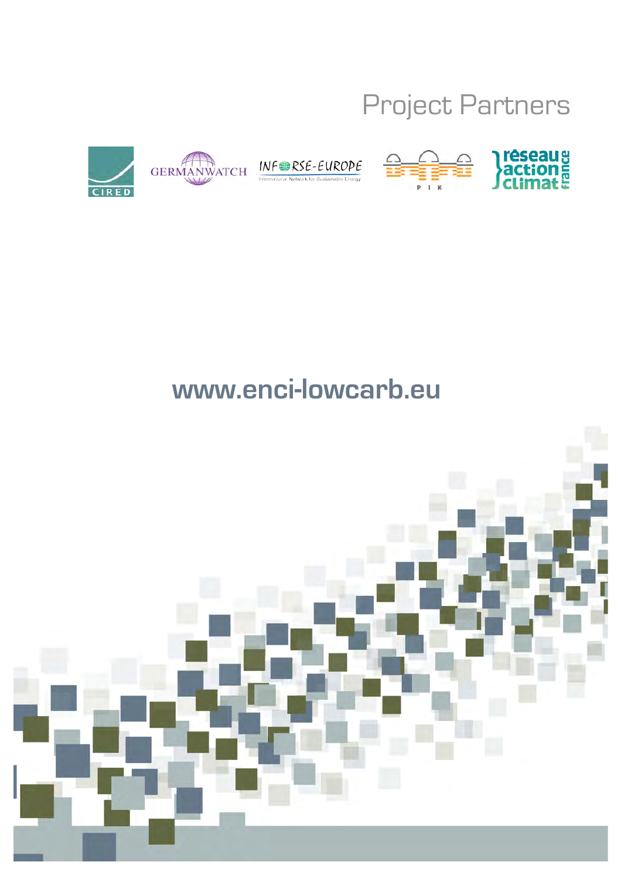# Project Partners

CIRED GERMANWATCH INFORSE-EUROPE PIK réseau action climat france

**www.enci-lowcarb.eu**